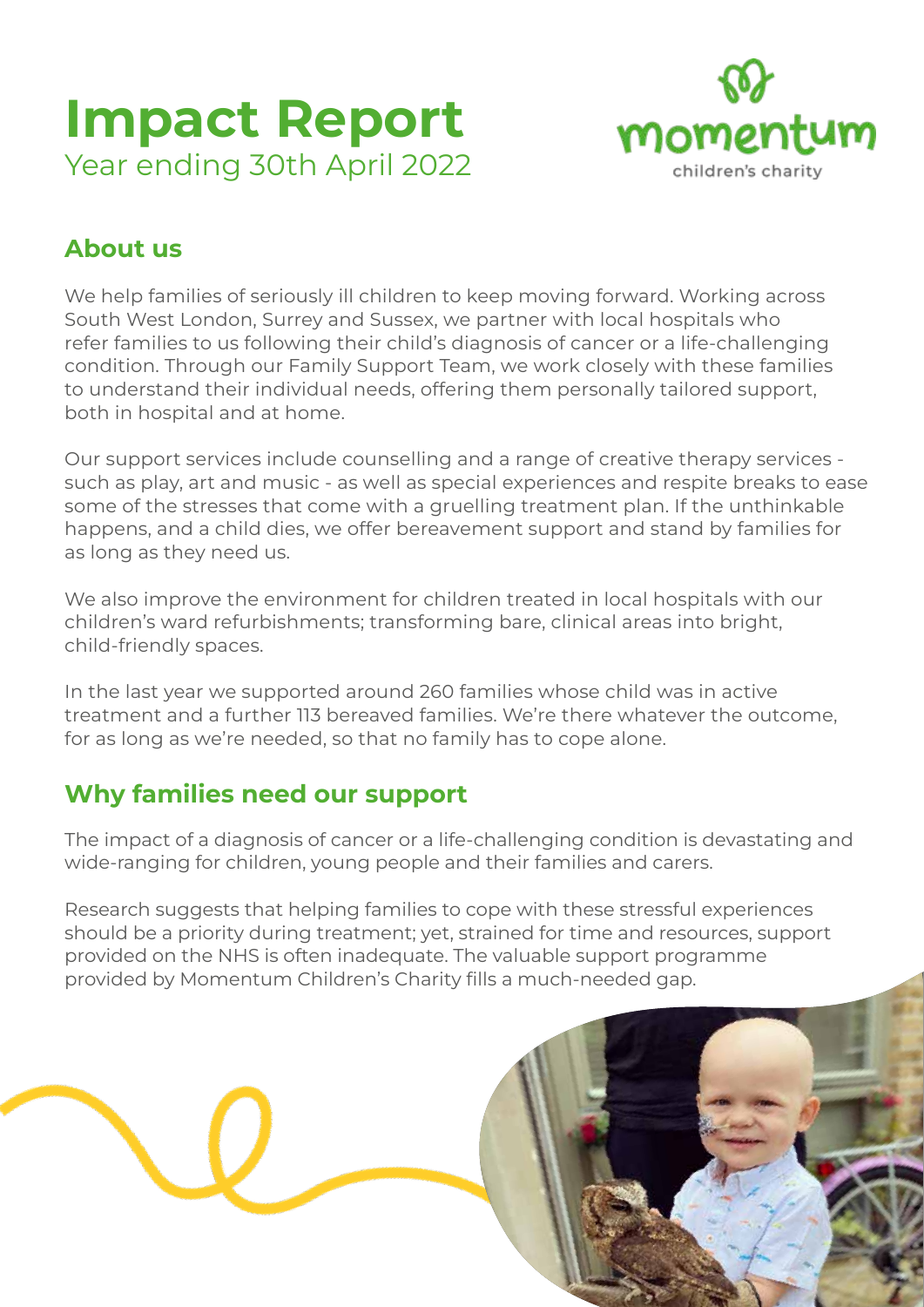# Impact Report

Year ending 30th April 2022

momentum
children's charity

## About us

We help families of seriously ill children to keep moving forward. Working across South West London, Surrey and Sussex, we partner with local hospitals who refer families to us following their child's diagnosis of cancer or a life-challenging condition. Through our Family Support Team, we work closely with these families to understand their individual needs, offering them personally tailored support, both in hospital and at home.

Our support services include counselling and a range of creative therapy services - such as play, art and music - as well as special experiences and respite breaks to ease some of the stresses that come with a gruelling treatment plan. If the unthinkable happens, and a child dies, we offer bereavement support and stand by families for as long as they need us.

We also improve the environment for children treated in local hospitals with our children's ward refurbishments; transforming bare, clinical areas into bright, child-friendly spaces.

In the last year we supported around 260 families whose child was in active treatment and a further 113 bereaved families. We're there whatever the outcome, for as long as we're needed, so that no family has to cope alone.

## Why families need our support

The impact of a diagnosis of cancer or a life-challenging condition is devastating and wide-ranging for children, young people and their families and carers.

Research suggests that helping families to cope with these stressful experiences should be a priority during treatment; yet, strained for time and resources, support provided on the NHS is often inadequate. The valuable support programme provided by Momentum Children's Charity fills a much-needed gap.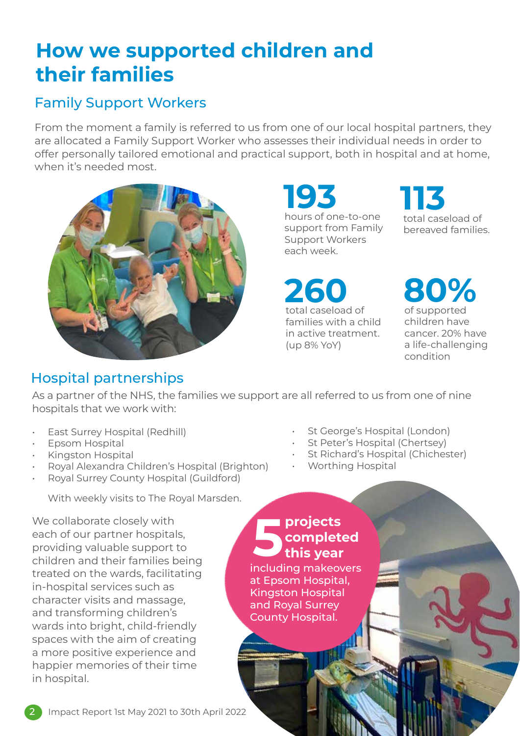# How we supported children and their families

## Family Support Workers

From the moment a family is referred to us from one of our local hospital partners, they are allocated a Family Support Worker who assesses their individual needs in order to offer personally tailored emotional and practical support, both in hospital and at home, when it's needed most.

**193**
hours of one-to-one support from Family Support Workers each week.

**113**
total caseload of bereaved families.

**260**
total caseload of families with a child in active treatment. (up 8% YoY)

**80%**
of supported children have cancer. 20% have a life-challenging condition

## Hospital partnerships

As a partner of the NHS, the families we support are all referred to us from one of nine hospitals that we work with:

- East Surrey Hospital (Redhill)
- Epsom Hospital
- Kingston Hospital
- Royal Alexandra Children's Hospital (Brighton)
- Royal Surrey County Hospital (Guildford)
- St George's Hospital (London)
- St Peter's Hospital (Chertsey)
- St Richard's Hospital (Chichester)
- Worthing Hospital

With weekly visits to The Royal Marsden.

We collaborate closely with each of our partner hospitals, providing valuable support to children and their families being treated on the wards, facilitating in-hospital services such as character visits and massage, and transforming children's wards into bright, child-friendly spaces with the aim of creating a more positive experience and happier memories of their time in hospital.

**5 projects completed this year**
including makeovers at Epsom Hospital, Kingston Hospital and Royal Surrey County Hospital.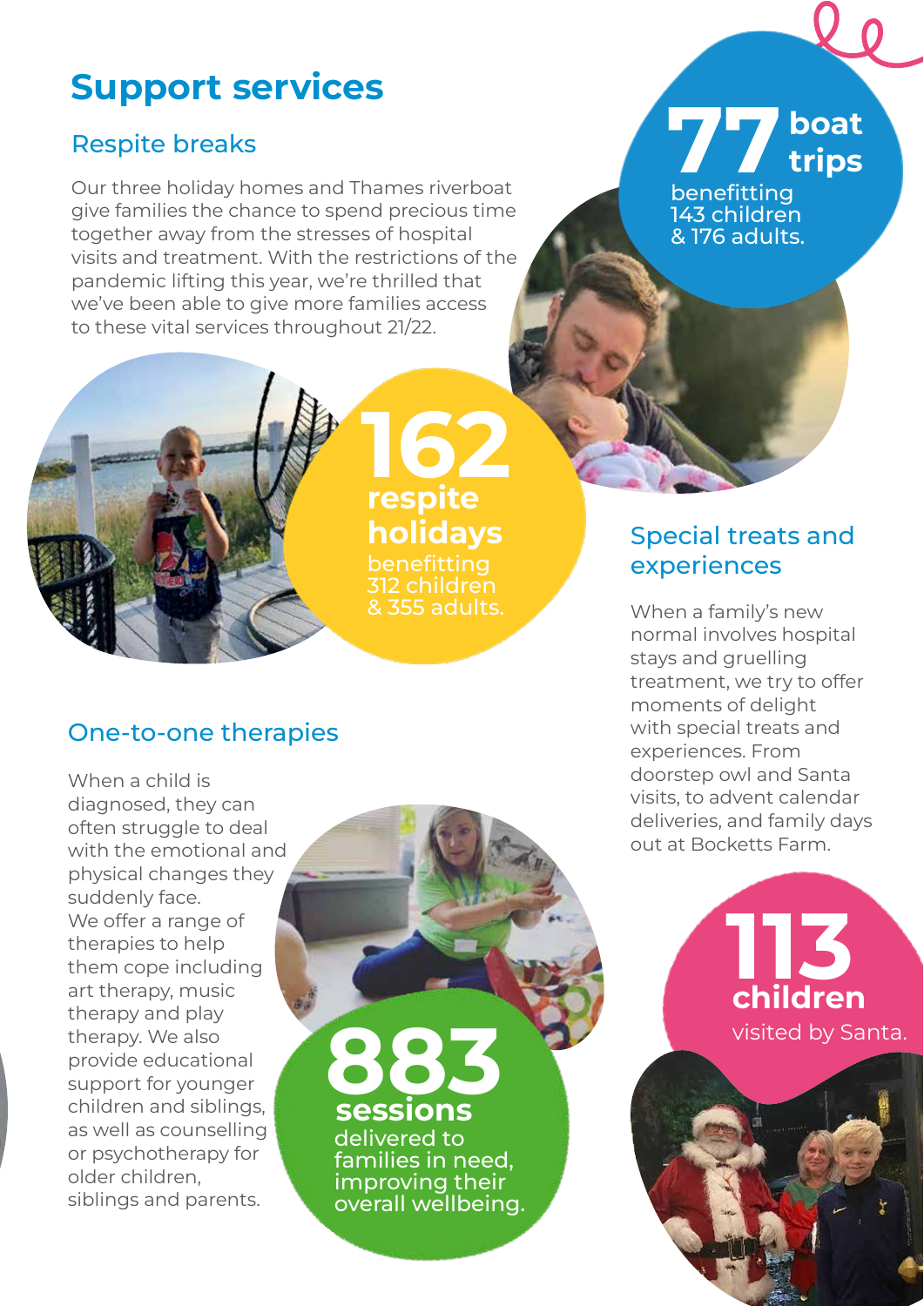# Support services

## Respite breaks

Our three holiday homes and Thames riverboat give families the chance to spend precious time together away from the stresses of hospital visits and treatment. With the restrictions of the pandemic lifting this year, we're thrilled that we've been able to give more families access to these vital services throughout 21/22.

**77 boat trips**
benefitting 143 children & 176 adults.

**162 respite holidays**
benefitting 312 children & 355 adults.

## Special treats and experiences

When a family's new normal involves hospital stays and gruelling treatment, we try to offer moments of delight with special treats and experiences. From doorstep owl and Santa visits, to advent calendar deliveries, and family days out at Bocketts Farm.

**113 children**
visited by Santa.

## One-to-one therapies

When a child is diagnosed, they can often struggle to deal with the emotional and physical changes they suddenly face. We offer a range of therapies to help them cope including art therapy, music therapy and play therapy. We also provide educational support for younger children and siblings, as well as counselling or psychotherapy for older children, siblings and parents.

**883 sessions**
delivered to families in need, improving their overall wellbeing.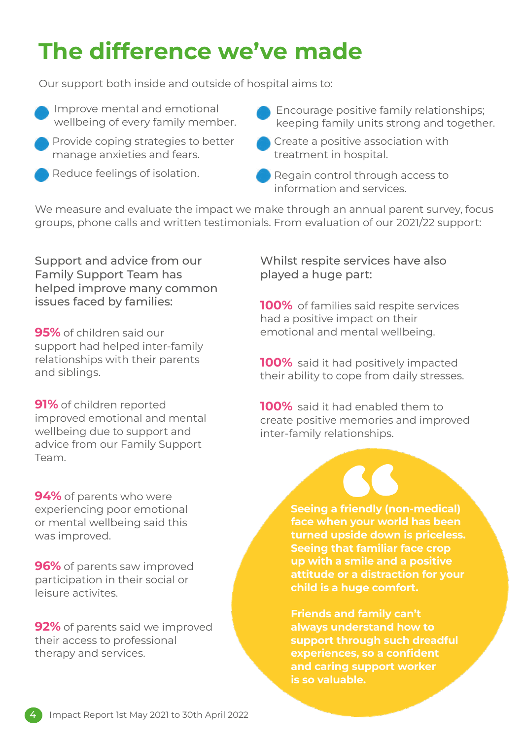# The difference we've made

Our support both inside and outside of hospital aims to:

- Improve mental and emotional wellbeing of every family member.
- Provide coping strategies to better manage anxieties and fears.
- Reduce feelings of isolation.
- Encourage positive family relationships; keeping family units strong and together.
- Create a positive association with treatment in hospital.
- Regain control through access to information and services.

We measure and evaluate the impact we make through an annual parent survey, focus groups, phone calls and written testimonials. From evaluation of our 2021/22 support:

Support and advice from our Family Support Team has helped improve many common issues faced by families:

**95%** of children said our support had helped inter-family relationships with their parents and siblings.

**91%** of children reported improved emotional and mental wellbeing due to support and advice from our Family Support Team.

**94%** of parents who were experiencing poor emotional or mental wellbeing said this was improved.

**96%** of parents saw improved participation in their social or leisure activites.

**92%** of parents said we improved their access to professional therapy and services.

Whilst respite services have also played a huge part:

**100%** of families said respite services had a positive impact on their emotional and mental wellbeing.

**100%** said it had positively impacted their ability to cope from daily stresses.

**100%** said it had enabled them to create positive memories and improved inter-family relationships.

> **Seeing a friendly (non-medical) face when your world has been turned upside down is priceless. Seeing that familiar face crop up with a smile and a positive attitude or a distraction for your child is a huge comfort.**
>
> **Friends and family can't always understand how to support through such dreadful experiences, so a confident and caring support worker is so valuable.**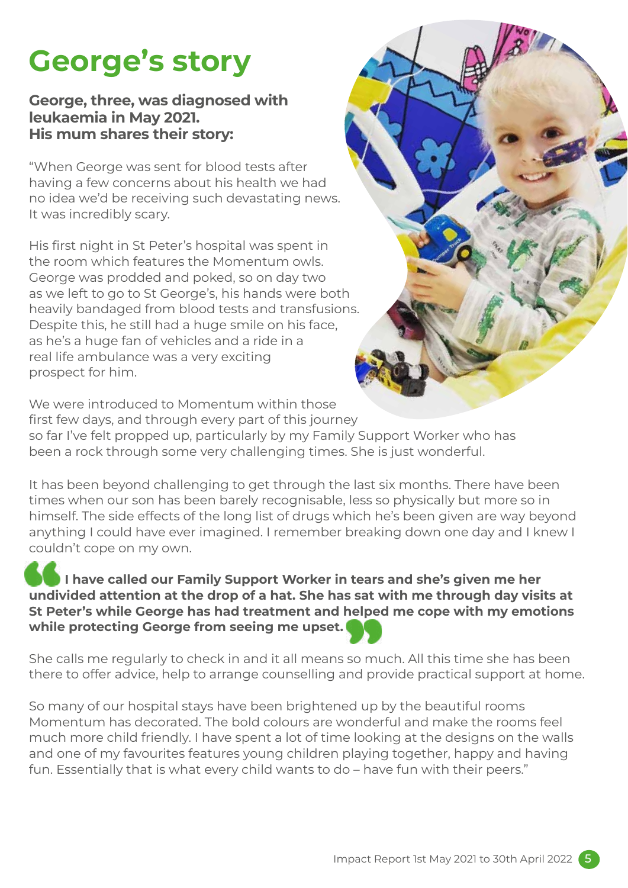# George's story

**George, three, was diagnosed with leukaemia in May 2021.
His mum shares their story:**

"When George was sent for blood tests after having a few concerns about his health we had no idea we'd be receiving such devastating news. It was incredibly scary.

His first night in St Peter's hospital was spent in the room which features the Momentum owls. George was prodded and poked, so on day two as we left to go to St George's, his hands were both heavily bandaged from blood tests and transfusions. Despite this, he still had a huge smile on his face, as he's a huge fan of vehicles and a ride in a real life ambulance was a very exciting prospect for him.

We were introduced to Momentum within those first few days, and through every part of this journey so far I've felt propped up, particularly by my Family Support Worker who has been a rock through some very challenging times. She is just wonderful.

It has been beyond challenging to get through the last six months. There have been times when our son has been barely recognisable, less so physically but more so in himself. The side effects of the long list of drugs which he's been given are way beyond anything I could have ever imagined. I remember breaking down one day and I knew I couldn't cope on my own.

> **I have called our Family Support Worker in tears and she's given me her undivided attention at the drop of a hat. She has sat with me through day visits at St Peter's while George has had treatment and helped me cope with my emotions while protecting George from seeing me upset.**

She calls me regularly to check in and it all means so much. All this time she has been there to offer advice, help to arrange counselling and provide practical support at home.

So many of our hospital stays have been brightened up by the beautiful rooms Momentum has decorated. The bold colours are wonderful and make the rooms feel much more child friendly. I have spent a lot of time looking at the designs on the walls and one of my favourites features young children playing together, happy and having fun. Essentially that is what every child wants to do – have fun with their peers."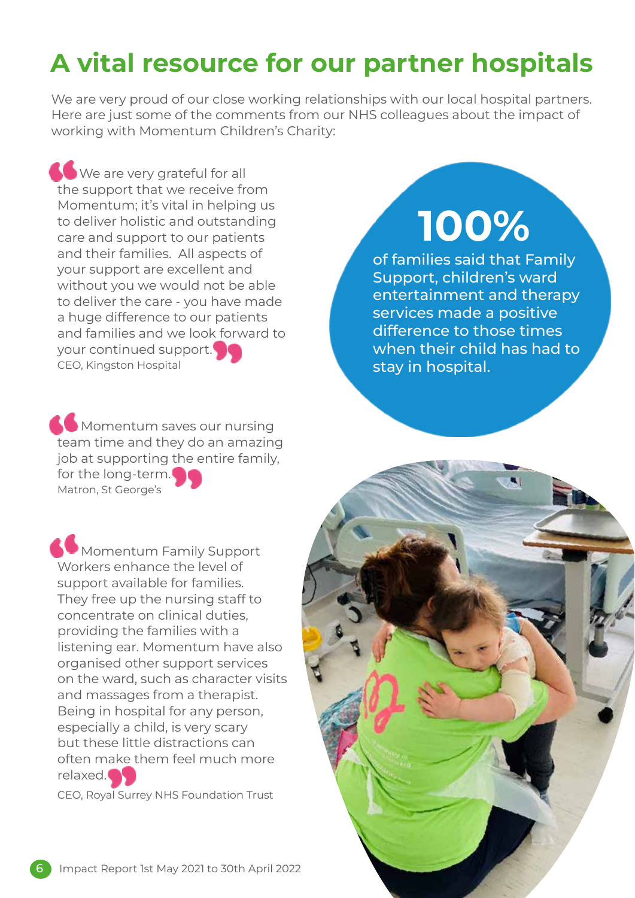# A vital resource for our partner hospitals

We are very proud of our close working relationships with our local hospital partners. Here are just some of the comments from our NHS colleagues about the impact of working with Momentum Children's Charity:

> "We are very grateful for all the support that we receive from Momentum; it's vital in helping us to deliver holistic and outstanding care and support to our patients and their families. All aspects of your support are excellent and without you we would not be able to deliver the care - you have made a huge difference to our patients and families and we look forward to your continued support."
>
> CEO, Kingston Hospital

> "Momentum saves our nursing team time and they do an amazing job at supporting the entire family, for the long-term."
>
> Matron, St George's

> "Momentum Family Support Workers enhance the level of support available for families. They free up the nursing staff to concentrate on clinical duties, providing the families with a listening ear. Momentum have also organised other support services on the ward, such as character visits and massages from a therapist. Being in hospital for any person, especially a child, is very scary but these little distractions can often make them feel much more relaxed."
>
> CEO, Royal Surrey NHS Foundation Trust

**100%**

of families said that Family Support, children's ward entertainment and therapy services made a positive difference to those times when their child has had to stay in hospital.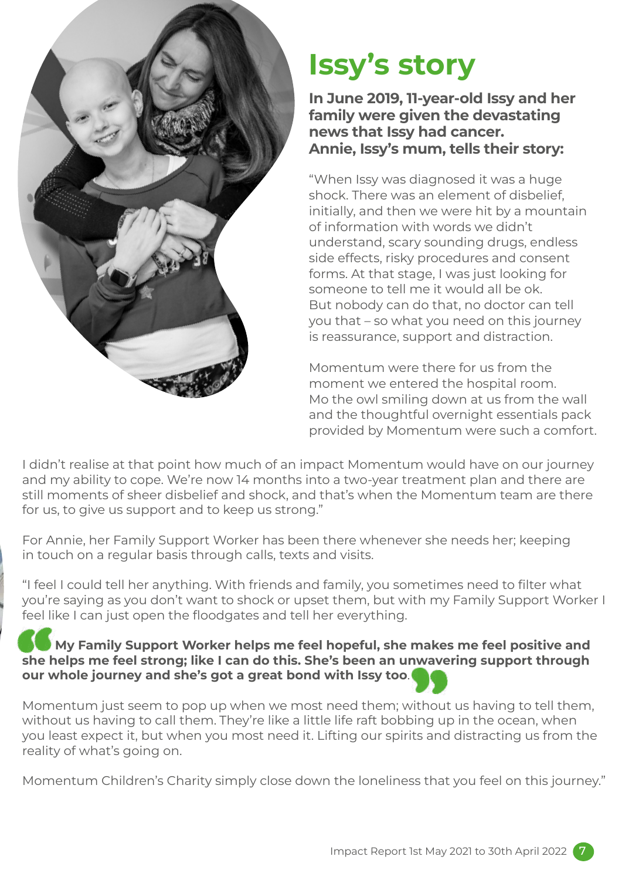# Issy's story

**In June 2019, 11-year-old Issy and her family were given the devastating news that Issy had cancer. Annie, Issy's mum, tells their story:**

"When Issy was diagnosed it was a huge shock. There was an element of disbelief, initially, and then we were hit by a mountain of information with words we didn't understand, scary sounding drugs, endless side effects, risky procedures and consent forms. At that stage, I was just looking for someone to tell me it would all be ok. But nobody can do that, no doctor can tell you that – so what you need on this journey is reassurance, support and distraction.

Momentum were there for us from the moment we entered the hospital room. Mo the owl smiling down at us from the wall and the thoughtful overnight essentials pack provided by Momentum were such a comfort.

I didn't realise at that point how much of an impact Momentum would have on our journey and my ability to cope. We're now 14 months into a two-year treatment plan and there are still moments of sheer disbelief and shock, and that's when the Momentum team are there for us, to give us support and to keep us strong."

For Annie, her Family Support Worker has been there whenever she needs her; keeping in touch on a regular basis through calls, texts and visits.

"I feel I could tell her anything. With friends and family, you sometimes need to filter what you're saying as you don't want to shock or upset them, but with my Family Support Worker I feel like I can just open the floodgates and tell her everything.

> **My Family Support Worker helps me feel hopeful, she makes me feel positive and she helps me feel strong; like I can do this. She's been an unwavering support through our whole journey and she's got a great bond with Issy too**.

Momentum just seem to pop up when we most need them; without us having to tell them, without us having to call them. They're like a little life raft bobbing up in the ocean, when you least expect it, but when you most need it. Lifting our spirits and distracting us from the reality of what's going on.

Momentum Children's Charity simply close down the loneliness that you feel on this journey."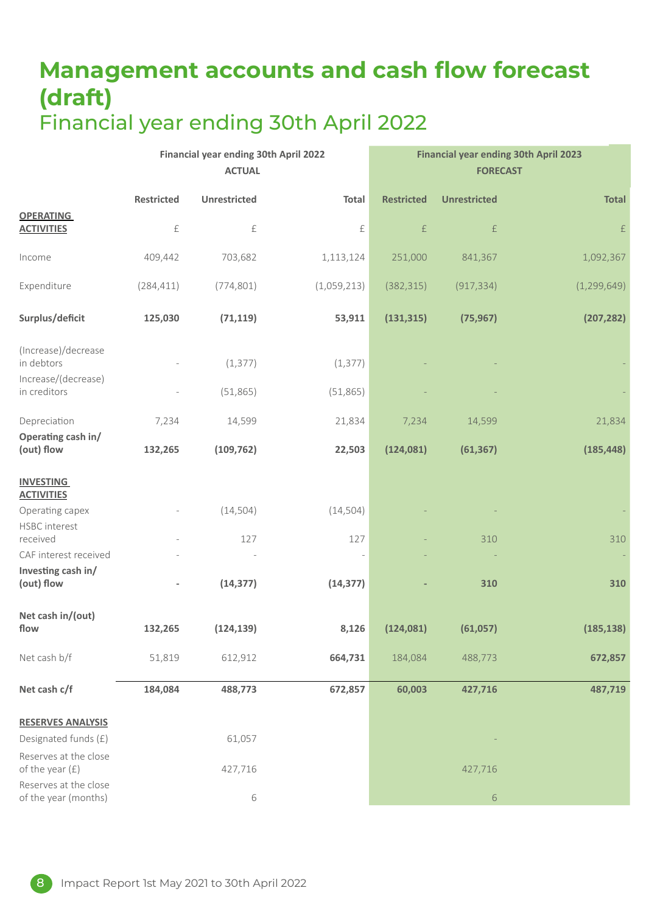# Management accounts and cash flow forecast (draft)

## Financial year ending 30th April 2022

| | Financial year ending 30th April 2022 ACTUAL | | | Financial year ending 30th April 2023 FORECAST | | |
|---|---|---|---|---|---|---|
| | Restricted | Unrestricted | Total | Restricted | Unrestricted | Total |
| **OPERATING ACTIVITIES** | £ | £ | £ | £ | £ | £ |
| Income | 409,442 | 703,682 | 1,113,124 | 251,000 | 841,367 | 1,092,367 |
| Expenditure | (284,411) | (774,801) | (1,059,213) | (382,315) | (917,334) | (1,299,649) |
| **Surplus/deficit** | **125,030** | **(71,119)** | **53,911** | **(131,315)** | **(75,967)** | **(207,282)** |
| (Increase)/decrease in debtors | - | (1,377) | (1,377) | - | - | - |
| Increase/(decrease) in creditors | - | (51,865) | (51,865) | - | - | - |
| Depreciation | 7,234 | 14,599 | 21,834 | 7,234 | 14,599 | 21,834 |
| **Operating cash in/(out) flow** | **132,265** | **(109,762)** | **22,503** | **(124,081)** | **(61,367)** | **(185,448)** |
| **INVESTING ACTIVITIES** | | | | | | |
| Operating capex | - | (14,504) | (14,504) | - | - | - |
| HSBC interest received | - | 127 | 127 | - | 310 | 310 |
| CAF interest received | - | - | - | - | - | - |
| **Investing cash in/(out) flow** | **-** | **(14,377)** | **(14,377)** | **-** | **310** | **310** |
| **Net cash in/(out) flow** | **132,265** | **(124,139)** | **8,126** | **(124,081)** | **(61,057)** | **(185,138)** |
| Net cash b/f | 51,819 | 612,912 | **664,731** | 184,084 | 488,773 | **672,857** |
| **Net cash c/f** | **184,084** | **488,773** | **672,857** | **60,003** | **427,716** | **487,719** |
| **RESERVES ANALYSIS** | | | | | | |
| Designated funds (£) | | 61,057 | | | - | |
| Reserves at the close of the year (£) | | 427,716 | | | 427,716 | |
| Reserves at the close of the year (months) | | 6 | | | 6 | |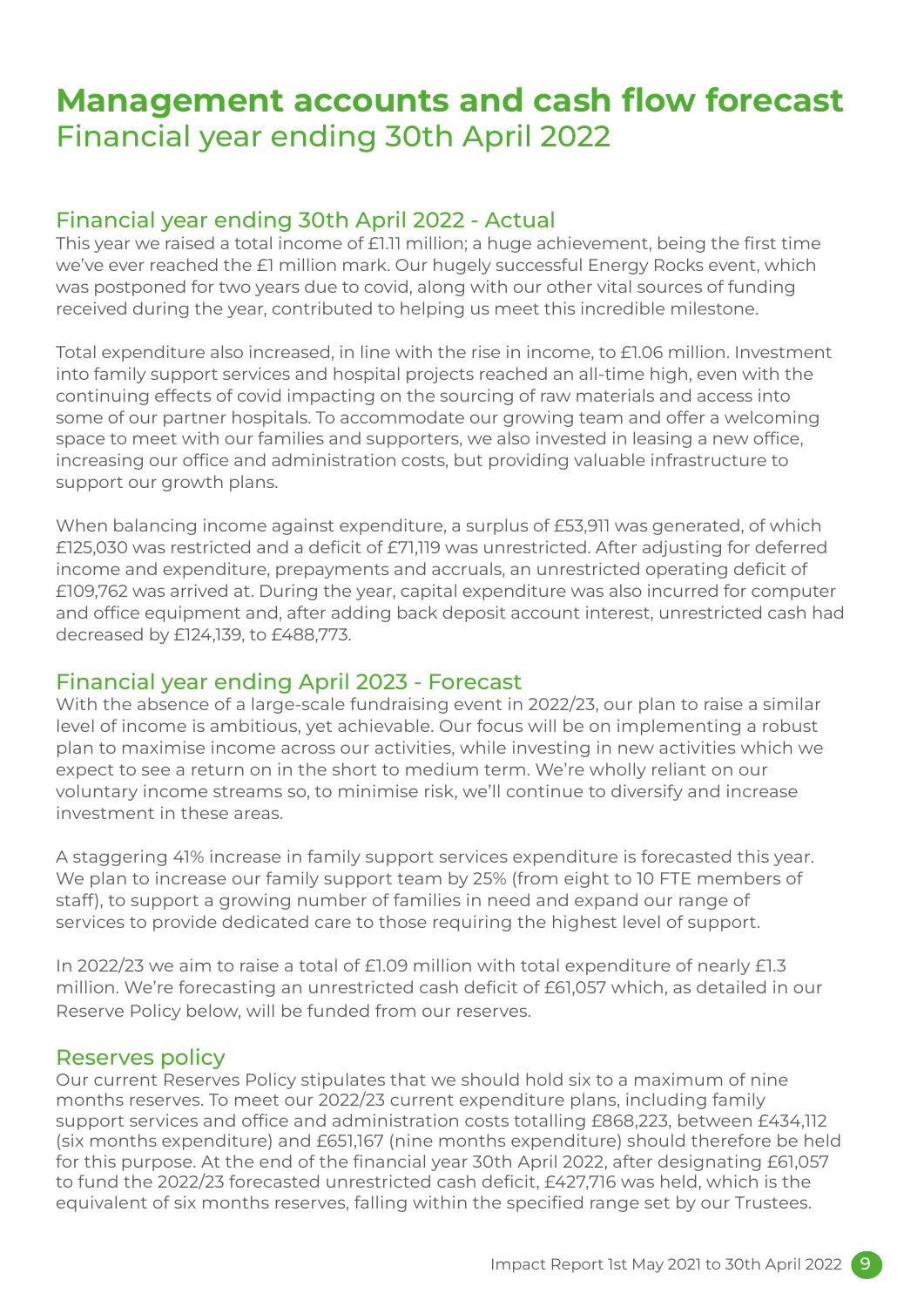# Management accounts and cash flow forecast

## Financial year ending 30th April 2022

### Financial year ending 30th April 2022 - Actual

This year we raised a total income of £1.11 million; a huge achievement, being the first time we've ever reached the £1 million mark. Our hugely successful Energy Rocks event, which was postponed for two years due to covid, along with our other vital sources of funding received during the year, contributed to helping us meet this incredible milestone.

Total expenditure also increased, in line with the rise in income, to £1.06 million. Investment into family support services and hospital projects reached an all-time high, even with the continuing effects of covid impacting on the sourcing of raw materials and access into some of our partner hospitals. To accommodate our growing team and offer a welcoming space to meet with our families and supporters, we also invested in leasing a new office, increasing our office and administration costs, but providing valuable infrastructure to support our growth plans.

When balancing income against expenditure, a surplus of £53,911 was generated, of which £125,030 was restricted and a deficit of £71,119 was unrestricted. After adjusting for deferred income and expenditure, prepayments and accruals, an unrestricted operating deficit of £109,762 was arrived at. During the year, capital expenditure was also incurred for computer and office equipment and, after adding back deposit account interest, unrestricted cash had decreased by £124,139, to £488,773.

### Financial year ending April 2023 - Forecast

With the absence of a large-scale fundraising event in 2022/23, our plan to raise a similar level of income is ambitious, yet achievable. Our focus will be on implementing a robust plan to maximise income across our activities, while investing in new activities which we expect to see a return on in the short to medium term. We're wholly reliant on our voluntary income streams so, to minimise risk, we'll continue to diversify and increase investment in these areas.

A staggering 41% increase in family support services expenditure is forecasted this year. We plan to increase our family support team by 25% (from eight to 10 FTE members of staff), to support a growing number of families in need and expand our range of services to provide dedicated care to those requiring the highest level of support.

In 2022/23 we aim to raise a total of £1.09 million with total expenditure of nearly £1.3 million. We're forecasting an unrestricted cash deficit of £61,057 which, as detailed in our Reserve Policy below, will be funded from our reserves.

### Reserves policy

Our current Reserves Policy stipulates that we should hold six to a maximum of nine months reserves. To meet our 2022/23 current expenditure plans, including family support services and office and administration costs totalling £868,223, between £434,112 (six months expenditure) and £651,167 (nine months expenditure) should therefore be held for this purpose. At the end of the financial year 30th April 2022, after designating £61,057 to fund the 2022/23 forecasted unrestricted cash deficit, £427,716 was held, which is the equivalent of six months reserves, falling within the specified range set by our Trustees.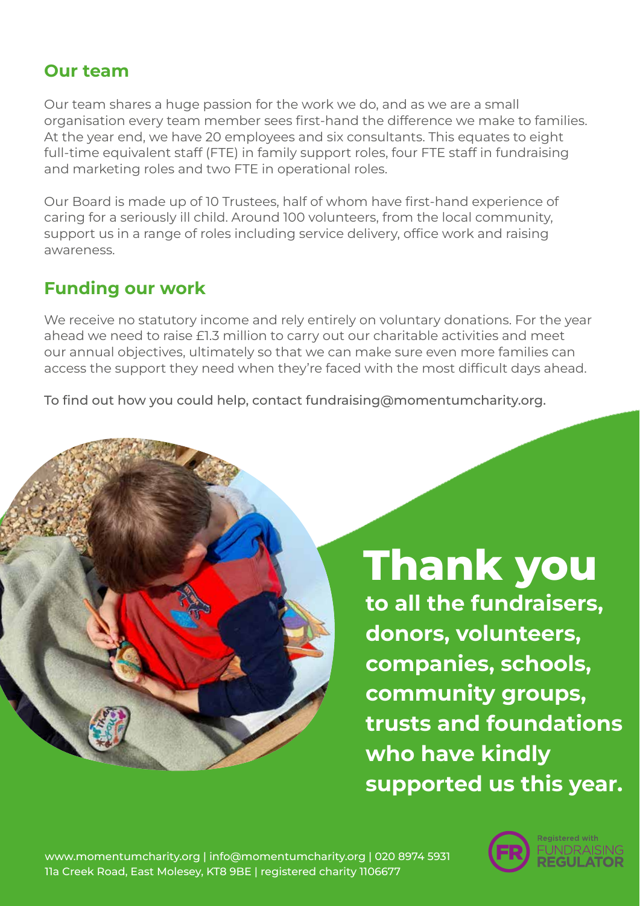## Our team

Our team shares a huge passion for the work we do, and as we are a small organisation every team member sees first-hand the difference we make to families. At the year end, we have 20 employees and six consultants. This equates to eight full-time equivalent staff (FTE) in family support roles, four FTE staff in fundraising and marketing roles and two FTE in operational roles.

Our Board is made up of 10 Trustees, half of whom have first-hand experience of caring for a seriously ill child. Around 100 volunteers, from the local community, support us in a range of roles including service delivery, office work and raising awareness.

## Funding our work

We receive no statutory income and rely entirely on voluntary donations. For the year ahead we need to raise £1.3 million to carry out our charitable activities and meet our annual objectives, ultimately so that we can make sure even more families can access the support they need when they're faced with the most difficult days ahead.

To find out how you could help, contact fundraising@momentumcharity.org.

# Thank you

**to all the fundraisers, donors, volunteers, companies, schools, community groups, trusts and foundations who have kindly supported us this year.**

www.momentumcharity.org | info@momentumcharity.org | 020 8974 5931
11a Creek Road, East Molesey, KT8 9BE | registered charity 1106677

Registered with FUNDRAISING REGULATOR